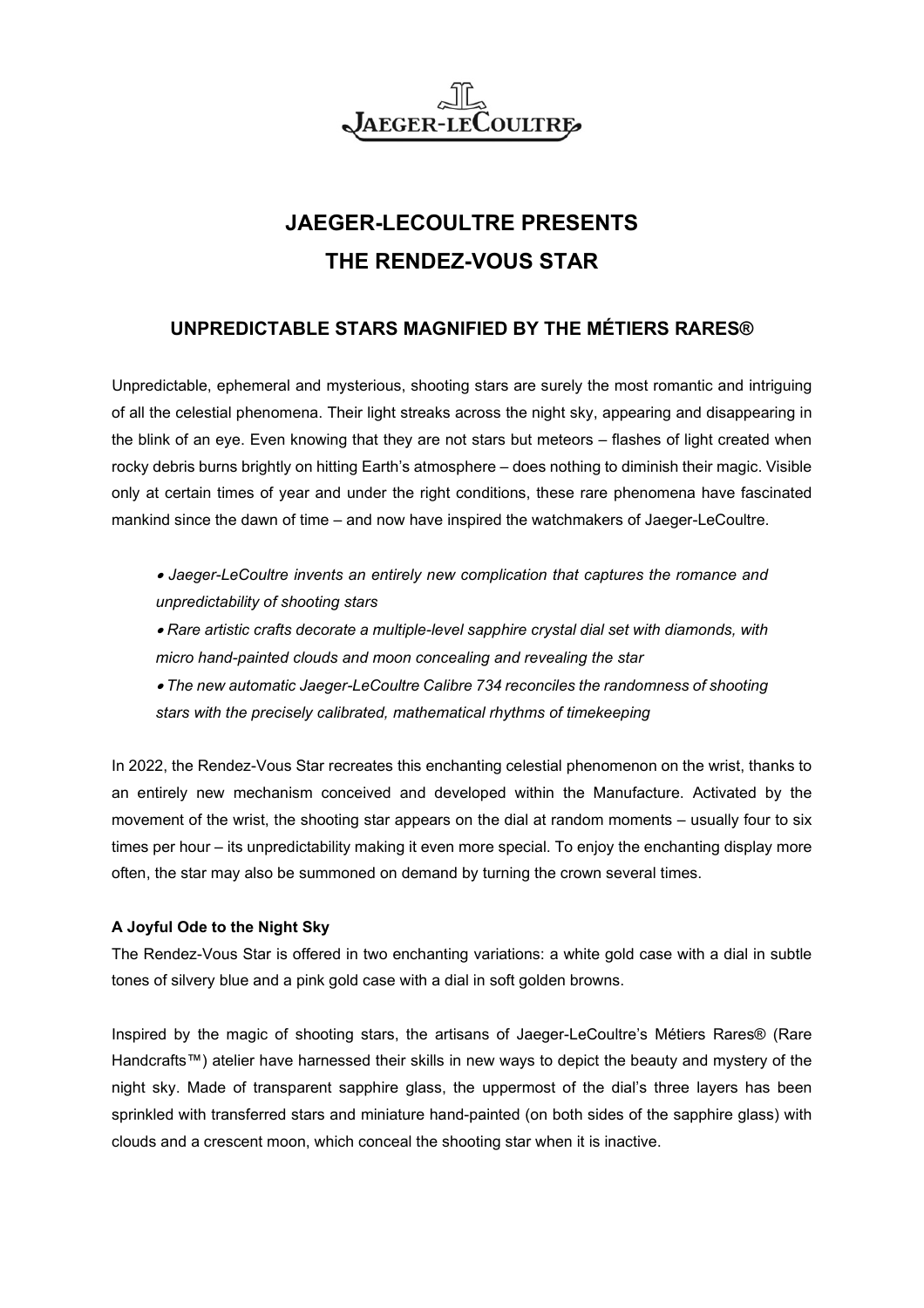JAEGER-LECOULTRE

# JAEGER-LECOULTRE PRESENTS THE RENDEZ-VOUS STAR

## UNPREDICTABLE STARS MAGNIFIED BY THE MÉTIERS RARES®

Unpredictable, ephemeral and mysterious, shooting stars are surely the most romantic and intriguing of all the celestial phenomena. Their light streaks across the night sky, appearing and disappearing in the blink of an eye. Even knowing that they are not stars but meteors – flashes of light created when rocky debris burns brightly on hitting Earth's atmosphere – does nothing to diminish their magic. Visible only at certain times of year and under the right conditions, these rare phenomena have fascinated mankind since the dawn of time – and now have inspired the watchmakers of Jaeger-LeCoultre.

- *Jaeger-LeCoultre invents an entirely new complication that captures the romance and unpredictability of shooting stars*
- *Rare artistic crafts decorate a multiple-level sapphire crystal dial set with diamonds, with micro hand-painted clouds and moon concealing and revealing the star*
- *The new automatic Jaeger-LeCoultre Calibre 734 reconciles the randomness of shooting stars with the precisely calibrated, mathematical rhythms of timekeeping*

In 2022, the Rendez-Vous Star recreates this enchanting celestial phenomenon on the wrist, thanks to an entirely new mechanism conceived and developed within the Manufacture. Activated by the movement of the wrist, the shooting star appears on the dial at random moments – usually four to six times per hour – its unpredictability making it even more special. To enjoy the enchanting display more often, the star may also be summoned on demand by turning the crown several times.

**A Joyful Ode to the Night Sky**

The Rendez-Vous Star is offered in two enchanting variations: a white gold case with a dial in subtle tones of silvery blue and a pink gold case with a dial in soft golden browns.

Inspired by the magic of shooting stars, the artisans of Jaeger-LeCoultre's Métiers Rares® (Rare Handcrafts™) atelier have harnessed their skills in new ways to depict the beauty and mystery of the night sky. Made of transparent sapphire glass, the uppermost of the dial's three layers has been sprinkled with transferred stars and miniature hand-painted (on both sides of the sapphire glass) with clouds and a crescent moon, which conceal the shooting star when it is inactive.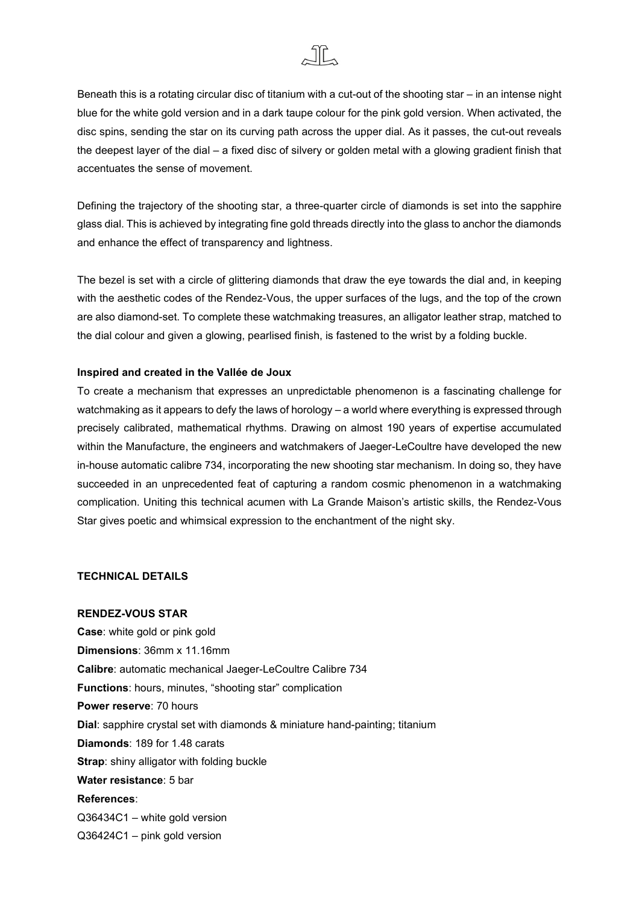Beneath this is a rotating circular disc of titanium with a cut-out of the shooting star – in an intense night blue for the white gold version and in a dark taupe colour for the pink gold version. When activated, the disc spins, sending the star on its curving path across the upper dial. As it passes, the cut-out reveals the deepest layer of the dial – a fixed disc of silvery or golden metal with a glowing gradient finish that accentuates the sense of movement.

Defining the trajectory of the shooting star, a three-quarter circle of diamonds is set into the sapphire glass dial. This is achieved by integrating fine gold threads directly into the glass to anchor the diamonds and enhance the effect of transparency and lightness.

The bezel is set with a circle of glittering diamonds that draw the eye towards the dial and, in keeping with the aesthetic codes of the Rendez-Vous, the upper surfaces of the lugs, and the top of the crown are also diamond-set. To complete these watchmaking treasures, an alligator leather strap, matched to the dial colour and given a glowing, pearlised finish, is fastened to the wrist by a folding buckle.

**Inspired and created in the Vallée de Joux**

To create a mechanism that expresses an unpredictable phenomenon is a fascinating challenge for watchmaking as it appears to defy the laws of horology – a world where everything is expressed through precisely calibrated, mathematical rhythms. Drawing on almost 190 years of expertise accumulated within the Manufacture, the engineers and watchmakers of Jaeger-LeCoultre have developed the new in-house automatic calibre 734, incorporating the new shooting star mechanism. In doing so, they have succeeded in an unprecedented feat of capturing a random cosmic phenomenon in a watchmaking complication. Uniting this technical acumen with La Grande Maison's artistic skills, the Rendez-Vous Star gives poetic and whimsical expression to the enchantment of the night sky.

**TECHNICAL DETAILS**

**RENDEZ-VOUS STAR**

**Case**: white gold or pink gold
**Dimensions**: 36mm x 11.16mm
**Calibre**: automatic mechanical Jaeger-LeCoultre Calibre 734
**Functions**: hours, minutes, "shooting star" complication
**Power reserve**: 70 hours
**Dial**: sapphire crystal set with diamonds & miniature hand-painting; titanium
**Diamonds**: 189 for 1.48 carats
**Strap**: shiny alligator with folding buckle
**Water resistance**: 5 bar
**References**:
Q36434C1 – white gold version
Q36424C1 – pink gold version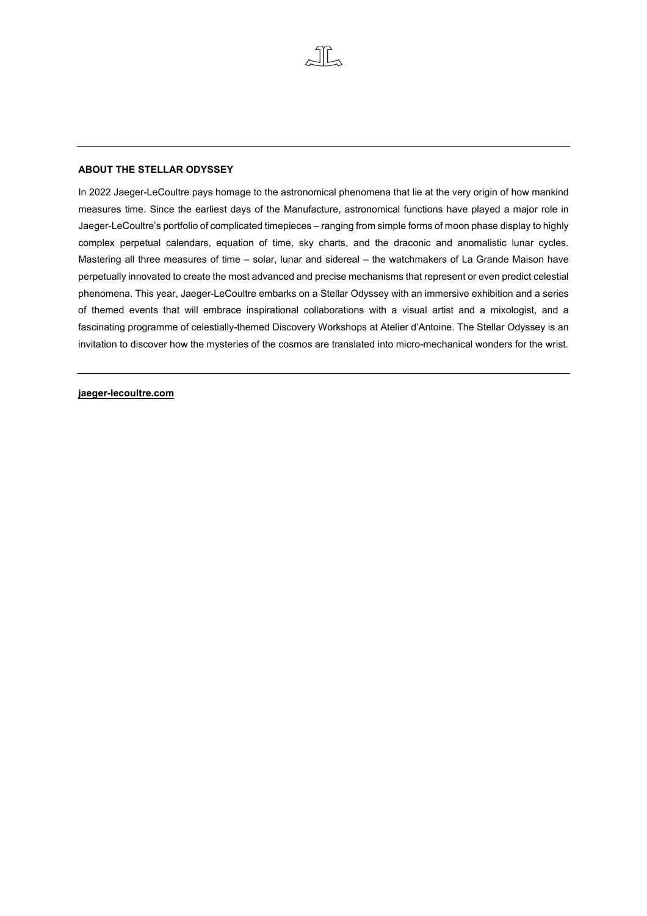**ABOUT THE STELLAR ODYSSEY**

In 2022 Jaeger-LeCoultre pays homage to the astronomical phenomena that lie at the very origin of how mankind measures time. Since the earliest days of the Manufacture, astronomical functions have played a major role in Jaeger-LeCoultre's portfolio of complicated timepieces – ranging from simple forms of moon phase display to highly complex perpetual calendars, equation of time, sky charts, and the draconic and anomalistic lunar cycles. Mastering all three measures of time – solar, lunar and sidereal – the watchmakers of La Grande Maison have perpetually innovated to create the most advanced and precise mechanisms that represent or even predict celestial phenomena. This year, Jaeger-LeCoultre embarks on a Stellar Odyssey with an immersive exhibition and a series of themed events that will embrace inspirational collaborations with a visual artist and a mixologist, and a fascinating programme of celestially-themed Discovery Workshops at Atelier d'Antoine. The Stellar Odyssey is an invitation to discover how the mysteries of the cosmos are translated into micro-mechanical wonders for the wrist.

**jaeger-lecoultre.com**